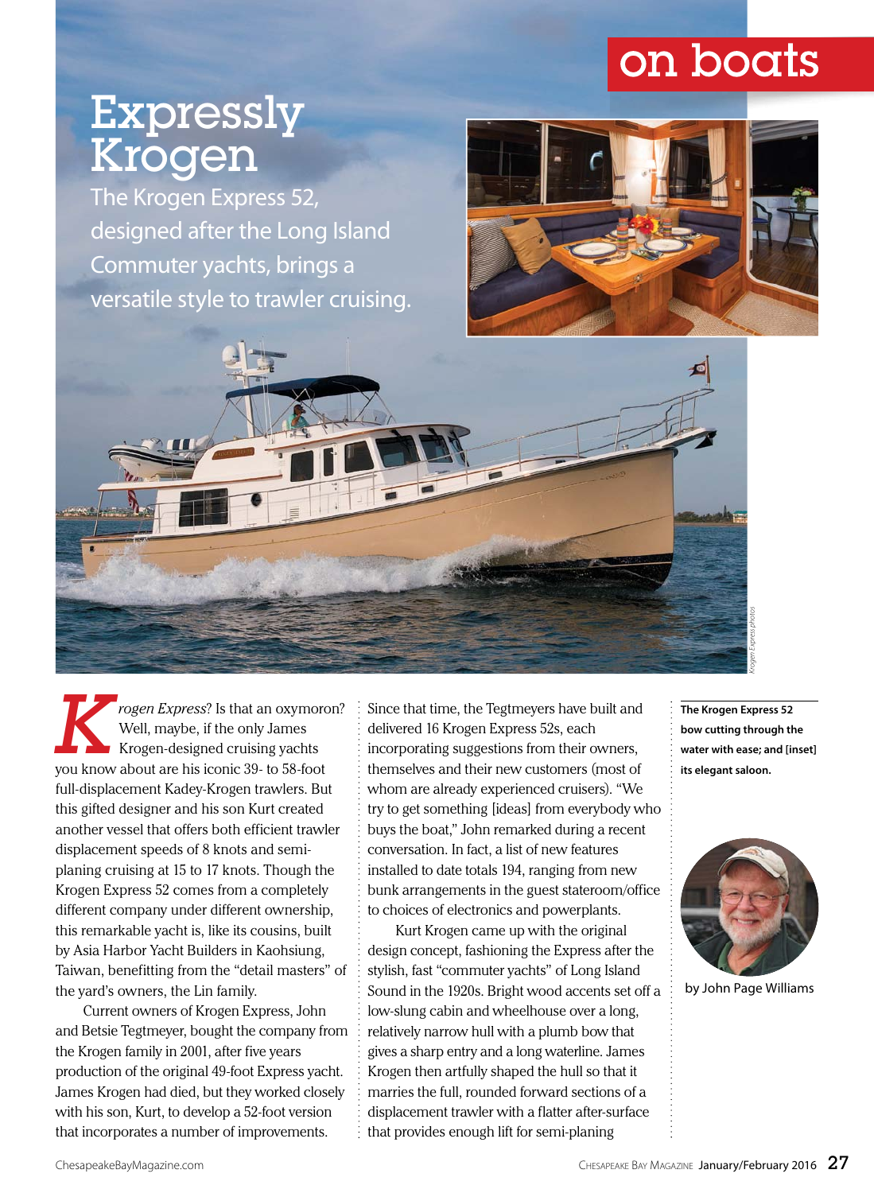on boats

# Expressly Krogen

The Krogen Express 52, designed after the Long Island Commuter yachts, brings a versatile style to trawler cruising.

Krogen Express photos

**The Krogen Express 52 bow cutting through the water with ease; and [inset] its elegant saloon.**

by John Page Williams

*Krogen Express*? Is that an oxymoron? Well, maybe, if the only James Krogen-designed cruising yachts you know about are his iconic 39- to 58-foot full-displacement Kadey-Krogen trawlers. But this gifted designer and his son Kurt created another vessel that offers both efficient trawler displacement speeds of 8 knots and semi-planing cruising at 15 to 17 knots. Though the Krogen Express 52 comes from a completely different company under different ownership, this remarkable yacht is, like its cousins, built by Asia Harbor Yacht Builders in Kaohsiung, Taiwan, benefitting from the "detail masters" of the yard's owners, the Lin family.

Current owners of Krogen Express, John and Betsie Tegtmeyer, bought the company from the Krogen family in 2001, after five years production of the original 49-foot Express yacht. James Krogen had died, but they worked closely with his son, Kurt, to develop a 52-foot version that incorporates a number of improvements.

Since that time, the Tegtmeyers have built and delivered 16 Krogen Express 52s, each incorporating suggestions from their owners, themselves and their new customers (most of whom are already experienced cruisers). "We try to get something [ideas] from everybody who buys the boat," John remarked during a recent conversation. In fact, a list of new features installed to date totals 194, ranging from new bunk arrangements in the guest stateroom/office to choices of electronics and powerplants.

Kurt Krogen came up with the original design concept, fashioning the Express after the stylish, fast "commuter yachts" of Long Island Sound in the 1920s. Bright wood accents set off a low-slung cabin and wheelhouse over a long, relatively narrow hull with a plumb bow that gives a sharp entry and a long waterline. James Krogen then artfully shaped the hull so that it marries the full, rounded forward sections of a displacement trawler with a flatter after-surface that provides enough lift for semi-planing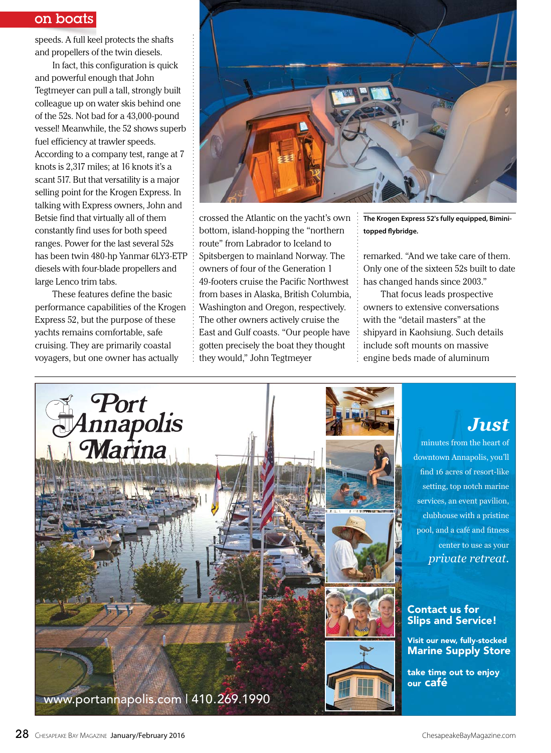speeds. A full keel protects the shafts and propellers of the twin diesels.

In fact, this configuration is quick and powerful enough that John Tegtmeyer can pull a tall, strongly built colleague up on water skis behind one of the 52s. Not bad for a 43,000-pound vessel! Meanwhile, the 52 shows superb fuel efficiency at trawler speeds. According to a company test, range at 7 knots is 2,317 miles; at 16 knots it's a scant 517. But that versatility is a major selling point for the Krogen Express. In talking with Express owners, John and Betsie find that virtually all of them constantly find uses for both speed ranges. Power for the last several 52s has been twin 480-hp Yanmar 6LY3-ETP diesels with four-blade propellers and large Lenco trim tabs.

These features define the basic performance capabilities of the Krogen Express 52, but the purpose of these yachts remains comfortable, safe cruising. They are primarily coastal voyagers, but one owner has actually crossed the Atlantic on the yacht's own bottom, island-hopping the "northern route" from Labrador to Iceland to Spitsbergen to mainland Norway. The owners of four of the Generation 1 49-footers cruise the Pacific Northwest from bases in Alaska, British Columbia, Washington and Oregon, respectively. The other owners actively cruise the East and Gulf coasts. "Our people have gotten precisely the boat they thought they would," John Tegtmeyer remarked. "And we take care of them. Only one of the sixteen 52s built to date has changed hands since 2003."

**The Krogen Express 52's fully equipped, Bimini-topped flybridge.**

That focus leads prospective owners to extensive conversations with the "detail masters" at the shipyard in Kaohsiung. Such details include soft mounts on massive engine beds made of aluminum

---

# Port Annapolis Marina

***Just*** minutes from the heart of downtown Annapolis, you'll find 16 acres of resort-like setting, top notch marine services, an event pavilion, clubhouse with a pristine pool, and a café and fitness center to use as your *private retreat.*

**Contact us for Slips and Service!**

**Visit our new, fully-stocked Marine Supply Store**

**take time out to enjoy our café**

www.portannapolis.com | 410.269.1990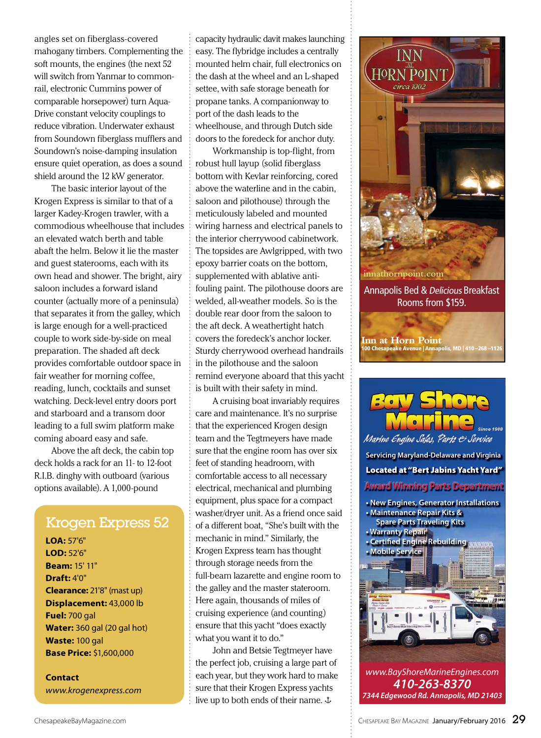angles set on fiberglass-covered mahogany timbers. Complementing the soft mounts, the engines (the next 52 will switch from Yanmar to common-rail, electronic Cummins power of comparable horsepower) turn Aqua-Drive constant velocity couplings to reduce vibration. Underwater exhaust from Soundown fiberglass mufflers and Soundown's noise-damping insulation ensure quiet operation, as does a sound shield around the 12 kW generator.

The basic interior layout of the Krogen Express is similar to that of a larger Kadey-Krogen trawler, with a commodious wheelhouse that includes an elevated watch berth and table abaft the helm. Below it lie the master and guest staterooms, each with its own head and shower. The bright, airy saloon includes a forward island counter (actually more of a peninsula) that separates it from the galley, which is large enough for a well-practiced couple to work side-by-side on meal preparation. The shaded aft deck provides comfortable outdoor space in fair weather for morning coffee, reading, lunch, cocktails and sunset watching. Deck-level entry doors port and starboard and a transom door leading to a full swim platform make coming aboard easy and safe.

Above the aft deck, the cabin top deck holds a rack for an 11- to 12-foot R.I.B. dinghy with outboard (various options available). A 1,000-pound capacity hydraulic davit makes launching easy. The flybridge includes a centrally mounted helm chair, full electronics on the dash at the wheel and an L-shaped settee, with safe storage beneath for propane tanks. A companionway to port of the dash leads to the wheelhouse, and through Dutch side doors to the foredeck for anchor duty.

Workmanship is top-flight, from robust hull layup (solid fiberglass bottom with Kevlar reinforcing, cored above the waterline and in the cabin, saloon and pilothouse) through the meticulously labeled and mounted wiring harness and electrical panels to the interior cherrywood cabinetwork. The topsides are Awlgripped, with two epoxy barrier coats on the bottom, supplemented with ablative anti-fouling paint. The pilothouse doors are welded, all-weather models. So is the double rear door from the saloon to the aft deck. A weathertight hatch covers the foredeck's anchor locker. Sturdy cherrywood overhead handrails in the pilothouse and the saloon remind everyone aboard that this yacht is built with their safety in mind.

A cruising boat invariably requires care and maintenance. It's no surprise that the experienced Krogen design team and the Tegtmeyers have made sure that the engine room has over six feet of standing headroom, with comfortable access to all necessary electrical, mechanical and plumbing equipment, plus space for a compact washer/dryer unit. As a friend once said of a different boat, "She's built with the mechanic in mind." Similarly, the Krogen Express team has thought through storage needs from the full-beam lazarette and engine room to the galley and the master stateroom. Here again, thousands of miles of cruising experience (and counting) ensure that this yacht "does exactly what you want it to do."

John and Betsie Tegtmeyer have the perfect job, cruising a large part of each year, but they work hard to make sure that their Krogen Express yachts live up to both ends of their name. ⚓

## Krogen Express 52

**LOA:** 57'6"
**LOD:** 52'6"
**Beam:** 15' 11"
**Draft:** 4'0"
**Clearance:** 21'8" (mast up)
**Displacement:** 43,000 lb
**Fuel:** 700 gal
**Water:** 360 gal (20 gal hot)
**Waste:** 100 gal
**Base Price:** $1,600,000

**Contact**
*www.krogenexpress.com*

---

INN AT HORN POINT
circa 1902

innathornpoint.com

Annapolis Bed & *Delicious* Breakfast
Rooms from $159.

**Inn at Horn Point**
100 Chesapeake Avenue | Annapolis, MD | 410–268–1126

---

**Bay Shore Marine**
Since 1988
*Marine Engine Sales, Parts & Service*

Servicing Maryland-Delaware and Virginia

**Located at "Bert Jabins Yacht Yard"**

Award Winning Parts Department

- New Engines, Generator Installations
- Maintenance Repair Kits & Spare Parts Traveling Kits
- Warranty Repair
- Certified Engine Rebuilding
- Mobile Service

*www.BayShoreMarineEngines.com*
***410-263-8370***
*7344 Edgewood Rd. Annapolis, MD 21403*